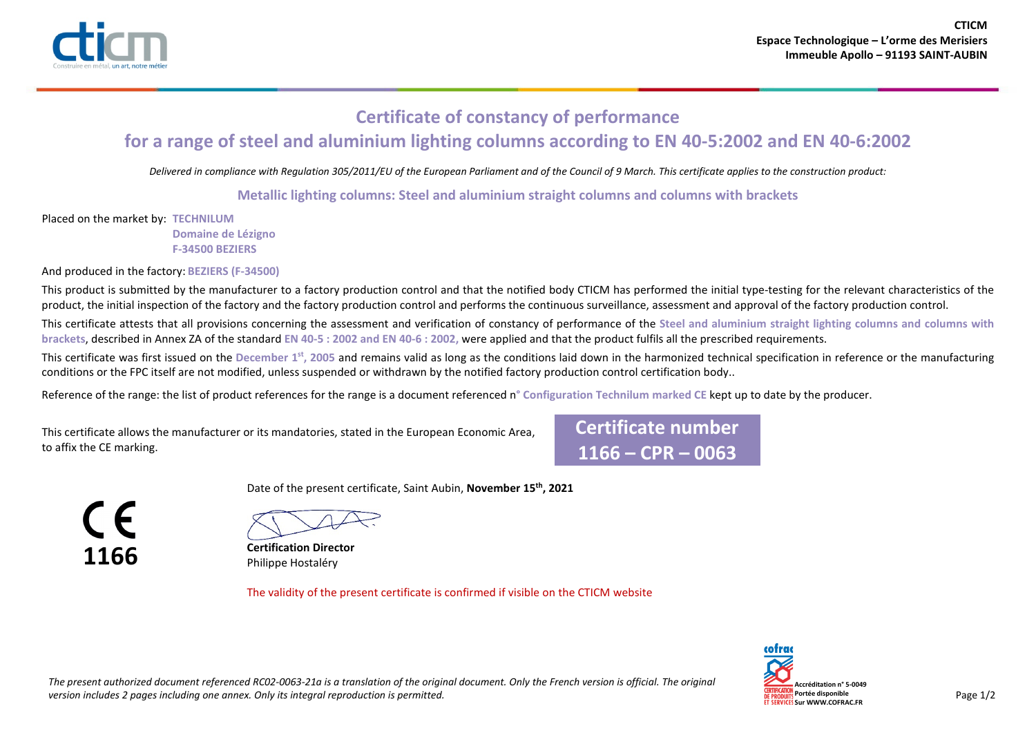CTICM
Espace Technologique – L'orme des Merisiers
Immeuble Apollo – 91193 SAINT-AUBIN

# Certificate of constancy of performance

## for a range of steel and aluminium lighting columns according to EN 40-5:2002 and EN 40-6:2002

*Delivered in compliance with Regulation 305/2011/EU of the European Parliament and of the Council of 9 March. This certificate applies to the construction product:*

**Metallic lighting columns: Steel and aluminium straight columns and columns with brackets**

Placed on the market by: **TECHNILUM**
**Domaine de Lézigno**
**F-34500 BEZIERS**

And produced in the factory: **BEZIERS (F-34500)**

This product is submitted by the manufacturer to a factory production control and that the notified body CTICM has performed the initial type-testing for the relevant characteristics of the product, the initial inspection of the factory and the factory production control and performs the continuous surveillance, assessment and approval of the factory production control.

This certificate attests that all provisions concerning the assessment and verification of constancy of performance of the **Steel and aluminium straight lighting columns and columns with brackets**, described in Annex ZA of the standard **EN 40-5 : 2002 and EN 40-6 : 2002,** were applied and that the product fulfils all the prescribed requirements.

This certificate was first issued on the **December 1st, 2005** and remains valid as long as the conditions laid down in the harmonized technical specification in reference or the manufacturing conditions or the FPC itself are not modified, unless suspended or withdrawn by the notified factory production control certification body..

Reference of the range: the list of product references for the range is a document referenced n° **Configuration Technilum marked CE** kept up to date by the producer.

This certificate allows the manufacturer or its mandatories, stated in the European Economic Area, to affix the CE marking.

**Certificate number 1166 – CPR – 0063**

CE
**1166**

Date of the present certificate, Saint Aubin, **November 15th, 2021**

**Certification Director**
Philippe Hostaléry

The validity of the present certificate is confirmed if visible on the CTICM website

*The present authorized document referenced RC02-0063-21a is a translation of the original document. Only the French version is official. The original version includes 2 pages including one annex. Only its integral reproduction is permitted.*

cofrac – CERTIFICATION DE PRODUITS ET SERVICES – Accréditation n° 5-0049 – Portée disponible Sur WWW.COFRAC.FR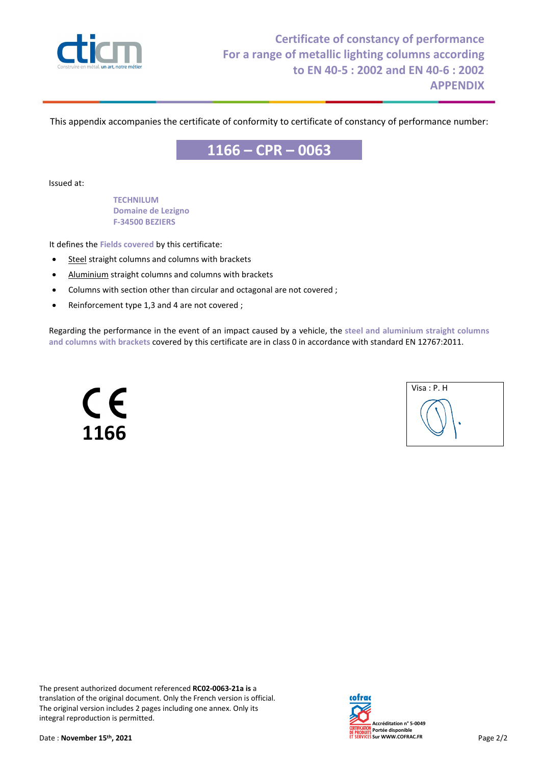# Certificate of constancy of performance
# For a range of metallic lighting columns according to EN 40-5 : 2002 and EN 40-6 : 2002
# APPENDIX

This appendix accompanies the certificate of conformity to certificate of constancy of performance number:

**1166 – CPR – 0063**

Issued at:

**TECHNILUM**
**Domaine de Lezigno**
**F-34500 BEZIERS**

It defines the **Fields covered** by this certificate:

- Steel straight columns and columns with brackets
- Aluminium straight columns and columns with brackets
- Columns with section other than circular and octagonal are not covered ;
- Reinforcement type 1,3 and 4 are not covered ;

Regarding the performance in the event of an impact caused by a vehicle, the **steel and aluminium straight columns and columns with brackets** covered by this certificate are in class 0 in accordance with standard EN 12767:2011.

CE
**1166**

Visa : P. H

The present authorized document referenced **RC02-0063-21a is** a translation of the original document. Only the French version is official. The original version includes 2 pages including one annex. Only its integral reproduction is permitted.

Date : **November 15th, 2021**

cofrac
CERTIFICATION DE PRODUITS ET SERVICES
Accréditation n° 5-0049
Portée disponible
Sur WWW.COFRAC.FR